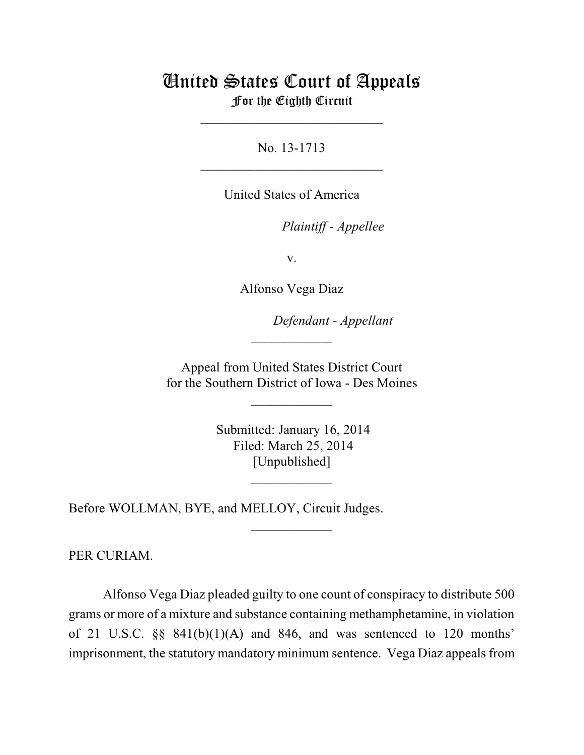# United States Court of Appeals
## For the Eighth Circuit

---

No. 13-1713

---

United States of America

*Plaintiff - Appellee*

v.

Alfonso Vega Diaz

*Defendant - Appellant*

---

Appeal from United States District Court
for the Southern District of Iowa - Des Moines

---

Submitted: January 16, 2014
Filed: March 25, 2014
[Unpublished]

---

Before WOLLMAN, BYE, and MELLOY, Circuit Judges.

---

PER CURIAM.

Alfonso Vega Diaz pleaded guilty to one count of conspiracy to distribute 500 grams or more of a mixture and substance containing methamphetamine, in violation of 21 U.S.C. §§ 841(b)(1)(A) and 846, and was sentenced to 120 months' imprisonment, the statutory mandatory minimum sentence. Vega Diaz appeals from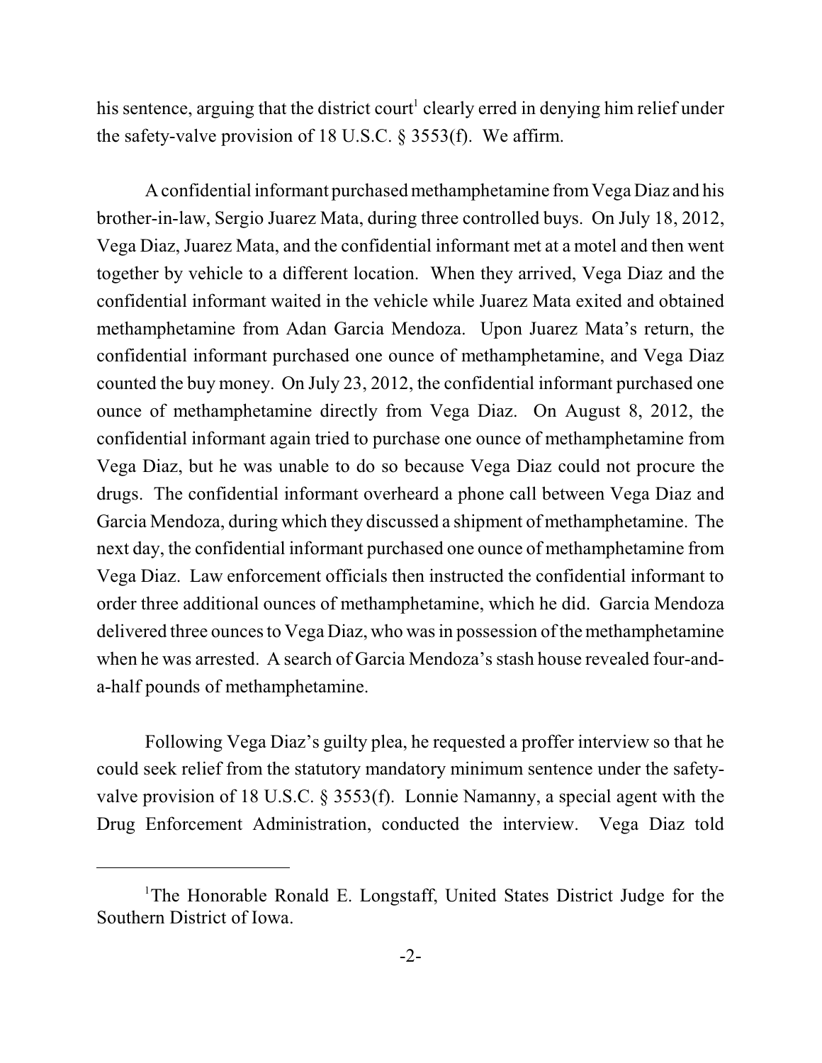his sentence, arguing that the district court[1] clearly erred in denying him relief under the safety-valve provision of 18 U.S.C. § 3553(f). We affirm.

A confidential informant purchased methamphetamine from Vega Diaz and his brother-in-law, Sergio Juarez Mata, during three controlled buys. On July 18, 2012, Vega Diaz, Juarez Mata, and the confidential informant met at a motel and then went together by vehicle to a different location. When they arrived, Vega Diaz and the confidential informant waited in the vehicle while Juarez Mata exited and obtained methamphetamine from Adan Garcia Mendoza. Upon Juarez Mata's return, the confidential informant purchased one ounce of methamphetamine, and Vega Diaz counted the buy money. On July 23, 2012, the confidential informant purchased one ounce of methamphetamine directly from Vega Diaz. On August 8, 2012, the confidential informant again tried to purchase one ounce of methamphetamine from Vega Diaz, but he was unable to do so because Vega Diaz could not procure the drugs. The confidential informant overheard a phone call between Vega Diaz and Garcia Mendoza, during which they discussed a shipment of methamphetamine. The next day, the confidential informant purchased one ounce of methamphetamine from Vega Diaz. Law enforcement officials then instructed the confidential informant to order three additional ounces of methamphetamine, which he did. Garcia Mendoza delivered three ounces to Vega Diaz, who was in possession of the methamphetamine when he was arrested. A search of Garcia Mendoza's stash house revealed four-and-a-half pounds of methamphetamine.

Following Vega Diaz's guilty plea, he requested a proffer interview so that he could seek relief from the statutory mandatory minimum sentence under the safety-valve provision of 18 U.S.C. § 3553(f). Lonnie Namanny, a special agent with the Drug Enforcement Administration, conducted the interview. Vega Diaz told

---

[1]The Honorable Ronald E. Longstaff, United States District Judge for the Southern District of Iowa.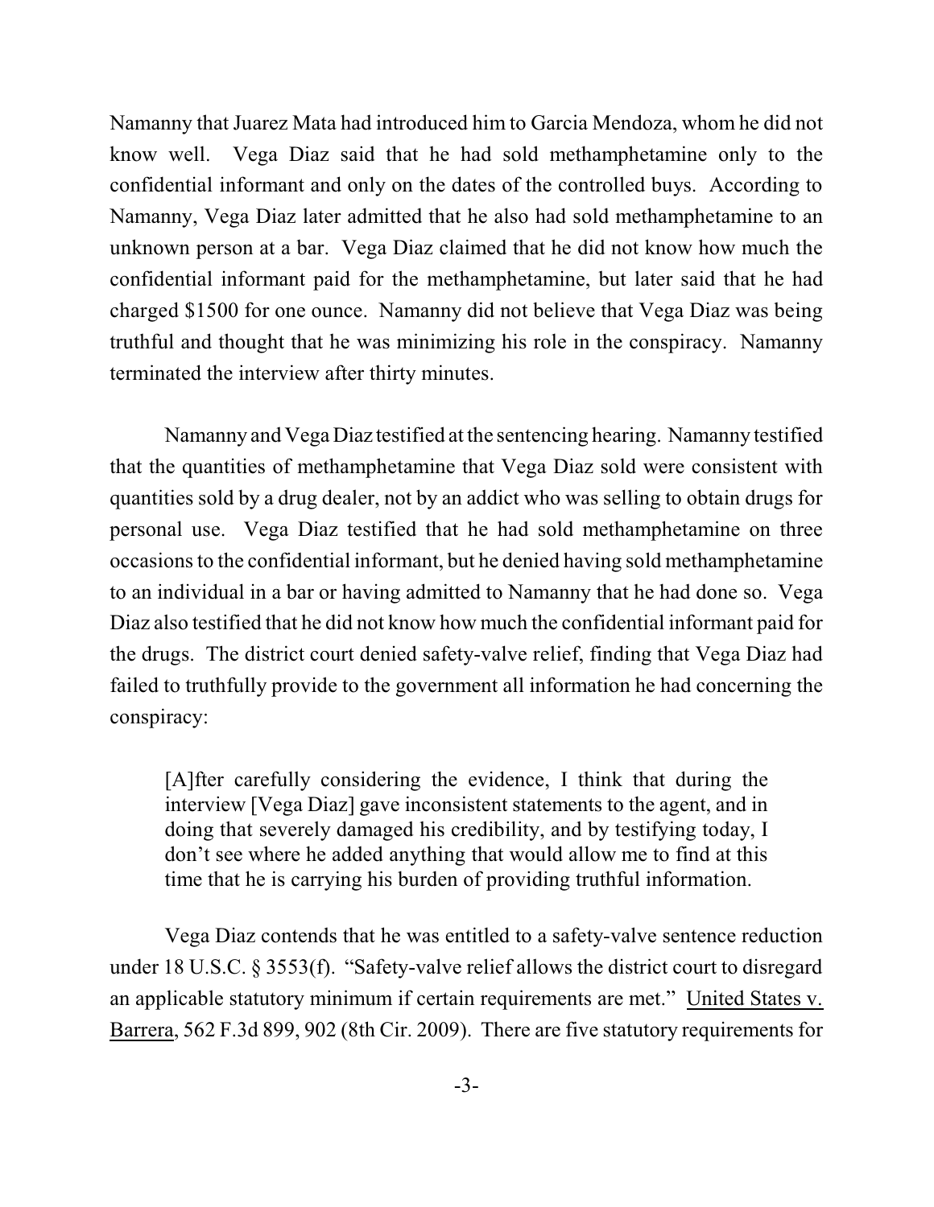Namanny that Juarez Mata had introduced him to Garcia Mendoza, whom he did not know well. Vega Diaz said that he had sold methamphetamine only to the confidential informant and only on the dates of the controlled buys. According to Namanny, Vega Diaz later admitted that he also had sold methamphetamine to an unknown person at a bar. Vega Diaz claimed that he did not know how much the confidential informant paid for the methamphetamine, but later said that he had charged $1500 for one ounce. Namanny did not believe that Vega Diaz was being truthful and thought that he was minimizing his role in the conspiracy. Namanny terminated the interview after thirty minutes.

Namanny and Vega Diaz testified at the sentencing hearing. Namanny testified that the quantities of methamphetamine that Vega Diaz sold were consistent with quantities sold by a drug dealer, not by an addict who was selling to obtain drugs for personal use. Vega Diaz testified that he had sold methamphetamine on three occasions to the confidential informant, but he denied having sold methamphetamine to an individual in a bar or having admitted to Namanny that he had done so. Vega Diaz also testified that he did not know how much the confidential informant paid for the drugs. The district court denied safety-valve relief, finding that Vega Diaz had failed to truthfully provide to the government all information he had concerning the conspiracy:

> [A]fter carefully considering the evidence, I think that during the interview [Vega Diaz] gave inconsistent statements to the agent, and in doing that severely damaged his credibility, and by testifying today, I don't see where he added anything that would allow me to find at this time that he is carrying his burden of providing truthful information.

Vega Diaz contends that he was entitled to a safety-valve sentence reduction under 18 U.S.C. § 3553(f). "Safety-valve relief allows the district court to disregard an applicable statutory minimum if certain requirements are met." United States v. Barrera, 562 F.3d 899, 902 (8th Cir. 2009). There are five statutory requirements for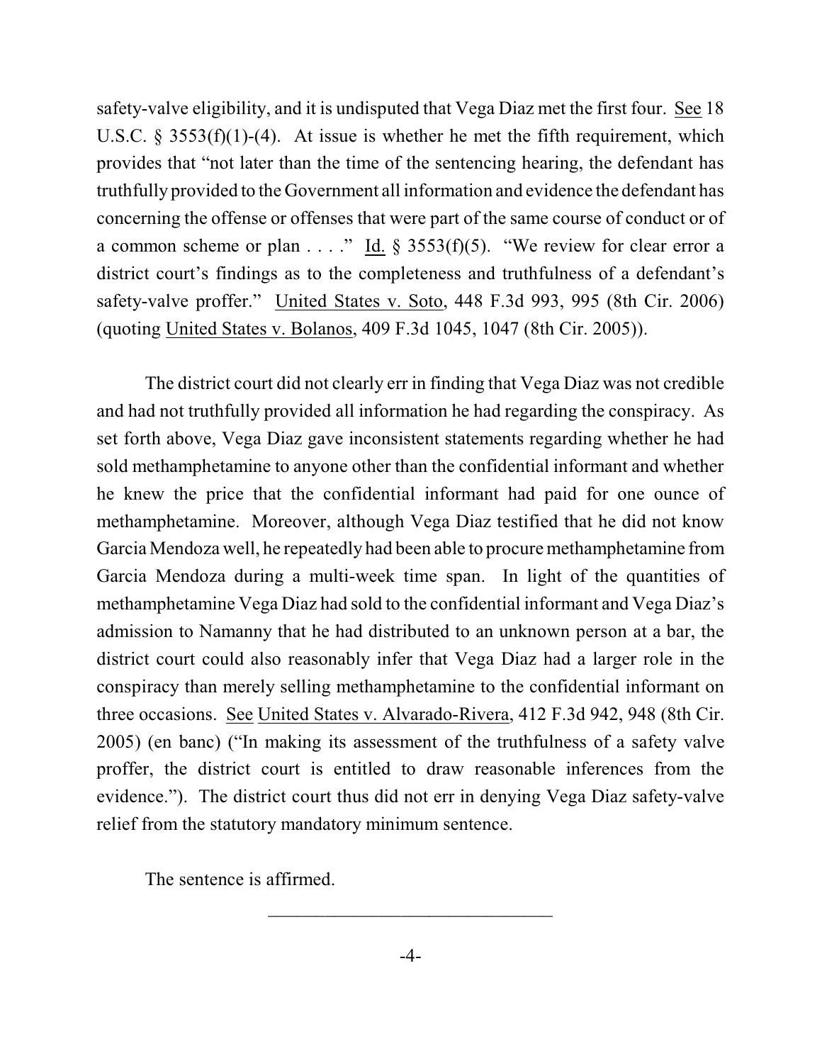safety-valve eligibility, and it is undisputed that Vega Diaz met the first four. See 18 U.S.C. § 3553(f)(1)-(4). At issue is whether he met the fifth requirement, which provides that "not later than the time of the sentencing hearing, the defendant has truthfully provided to the Government all information and evidence the defendant has concerning the offense or offenses that were part of the same course of conduct or of a common scheme or plan . . . ." Id. § 3553(f)(5). "We review for clear error a district court's findings as to the completeness and truthfulness of a defendant's safety-valve proffer." United States v. Soto, 448 F.3d 993, 995 (8th Cir. 2006) (quoting United States v. Bolanos, 409 F.3d 1045, 1047 (8th Cir. 2005)).

The district court did not clearly err in finding that Vega Diaz was not credible and had not truthfully provided all information he had regarding the conspiracy. As set forth above, Vega Diaz gave inconsistent statements regarding whether he had sold methamphetamine to anyone other than the confidential informant and whether he knew the price that the confidential informant had paid for one ounce of methamphetamine. Moreover, although Vega Diaz testified that he did not know Garcia Mendoza well, he repeatedly had been able to procure methamphetamine from Garcia Mendoza during a multi-week time span. In light of the quantities of methamphetamine Vega Diaz had sold to the confidential informant and Vega Diaz's admission to Namanny that he had distributed to an unknown person at a bar, the district court could also reasonably infer that Vega Diaz had a larger role in the conspiracy than merely selling methamphetamine to the confidential informant on three occasions. See United States v. Alvarado-Rivera, 412 F.3d 942, 948 (8th Cir. 2005) (en banc) ("In making its assessment of the truthfulness of a safety valve proffer, the district court is entitled to draw reasonable inferences from the evidence."). The district court thus did not err in denying Vega Diaz safety-valve relief from the statutory mandatory minimum sentence.

The sentence is affirmed.

______________________________